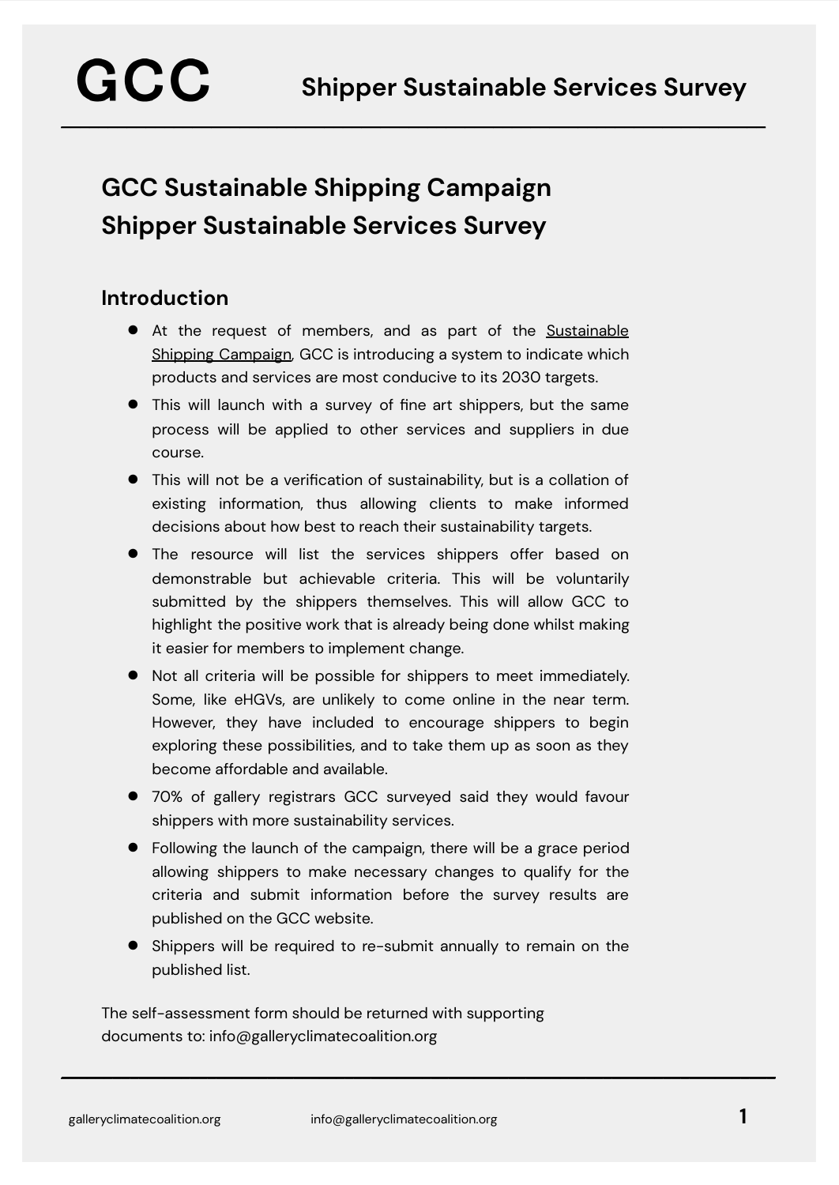# GCC Sustainable Shipping Campaign
# Shipper Sustainable Services Survey

## Introduction

- At the request of members, and as part of the Sustainable Shipping Campaign, GCC is introducing a system to indicate which products and services are most conducive to its 2030 targets.
- This will launch with a survey of fine art shippers, but the same process will be applied to other services and suppliers in due course.
- This will not be a verification of sustainability, but is a collation of existing information, thus allowing clients to make informed decisions about how best to reach their sustainability targets.
- The resource will list the services shippers offer based on demonstrable but achievable criteria. This will be voluntarily submitted by the shippers themselves. This will allow GCC to highlight the positive work that is already being done whilst making it easier for members to implement change.
- Not all criteria will be possible for shippers to meet immediately. Some, like eHGVs, are unlikely to come online in the near term. However, they have included to encourage shippers to begin exploring these possibilities, and to take them up as soon as they become affordable and available.
- 70% of gallery registrars GCC surveyed said they would favour shippers with more sustainability services.
- Following the launch of the campaign, there will be a grace period allowing shippers to make necessary changes to qualify for the criteria and submit information before the survey results are published on the GCC website.
- Shippers will be required to re-submit annually to remain on the published list.

The self-assessment form should be returned with supporting documents to: info@galleryclimatecoalition.org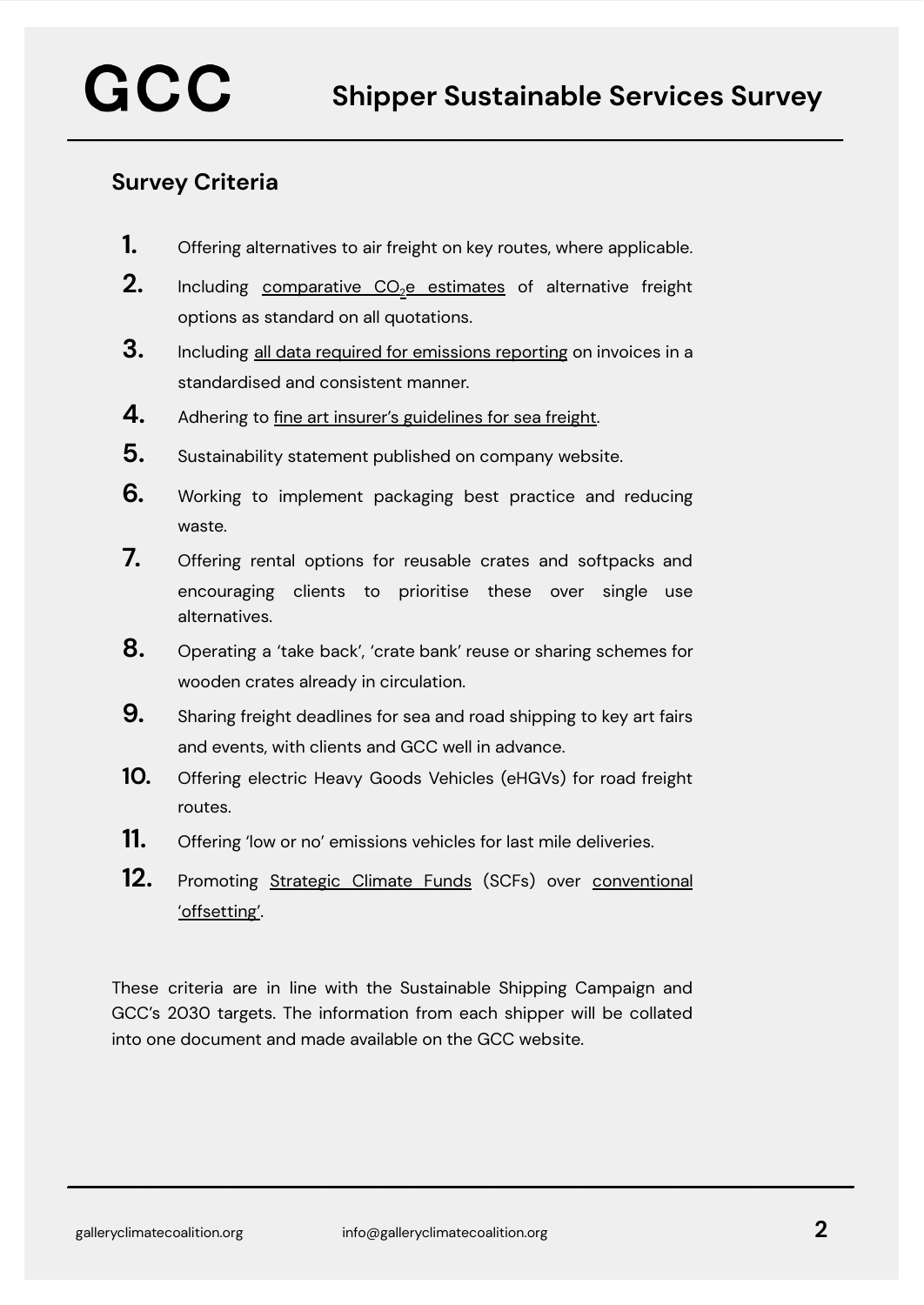GCC

# Shipper Sustainable Services Survey

## Survey Criteria

1. Offering alternatives to air freight on key routes, where applicable.
2. Including comparative $CO_2$e estimates of alternative freight options as standard on all quotations.
3. Including all data required for emissions reporting on invoices in a standardised and consistent manner.
4. Adhering to fine art insurer's guidelines for sea freight.
5. Sustainability statement published on company website.
6. Working to implement packaging best practice and reducing waste.
7. Offering rental options for reusable crates and softpacks and encouraging clients to prioritise these over single use alternatives.
8. Operating a 'take back', 'crate bank' reuse or sharing schemes for wooden crates already in circulation.
9. Sharing freight deadlines for sea and road shipping to key art fairs and events, with clients and GCC well in advance.
10. Offering electric Heavy Goods Vehicles (eHGVs) for road freight routes.
11. Offering 'low or no' emissions vehicles for last mile deliveries.
12. Promoting Strategic Climate Funds (SCFs) over conventional 'offsetting'.

These criteria are in line with the Sustainable Shipping Campaign and GCC's 2030 targets. The information from each shipper will be collated into one document and made available on the GCC website.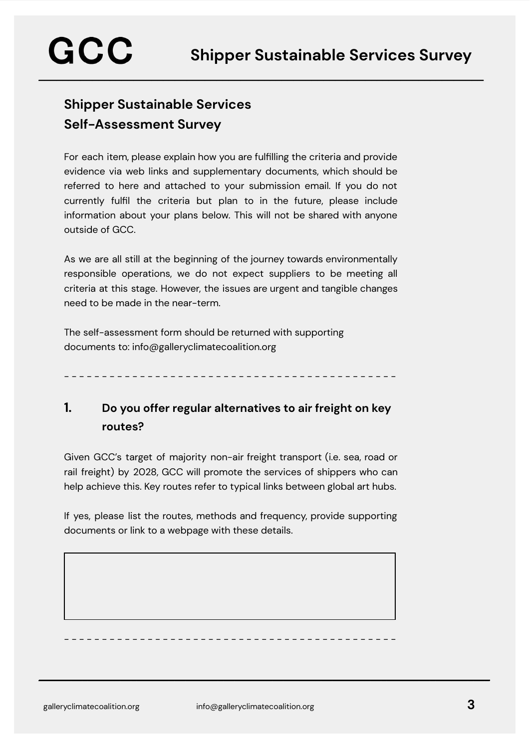## Shipper Sustainable Services Self-Assessment Survey

For each item, please explain how you are fulfilling the criteria and provide evidence via web links and supplementary documents, which should be referred to here and attached to your submission email. If you do not currently fulfil the criteria but plan to in the future, please include information about your plans below. This will not be shared with anyone outside of GCC.

As we are all still at the beginning of the journey towards environmentally responsible operations, we do not expect suppliers to be meeting all criteria at this stage. However, the issues are urgent and tangible changes need to be made in the near-term.

The self-assessment form should be returned with supporting documents to: info@galleryclimatecoalition.org

---

### 1. Do you offer regular alternatives to air freight on key routes?

Given GCC's target of majority non-air freight transport (i.e. sea, road or rail freight) by 2028, GCC will promote the services of shippers who can help achieve this. Key routes refer to typical links between global art hubs.

If yes, please list the routes, methods and frequency, provide supporting documents or link to a webpage with these details.

---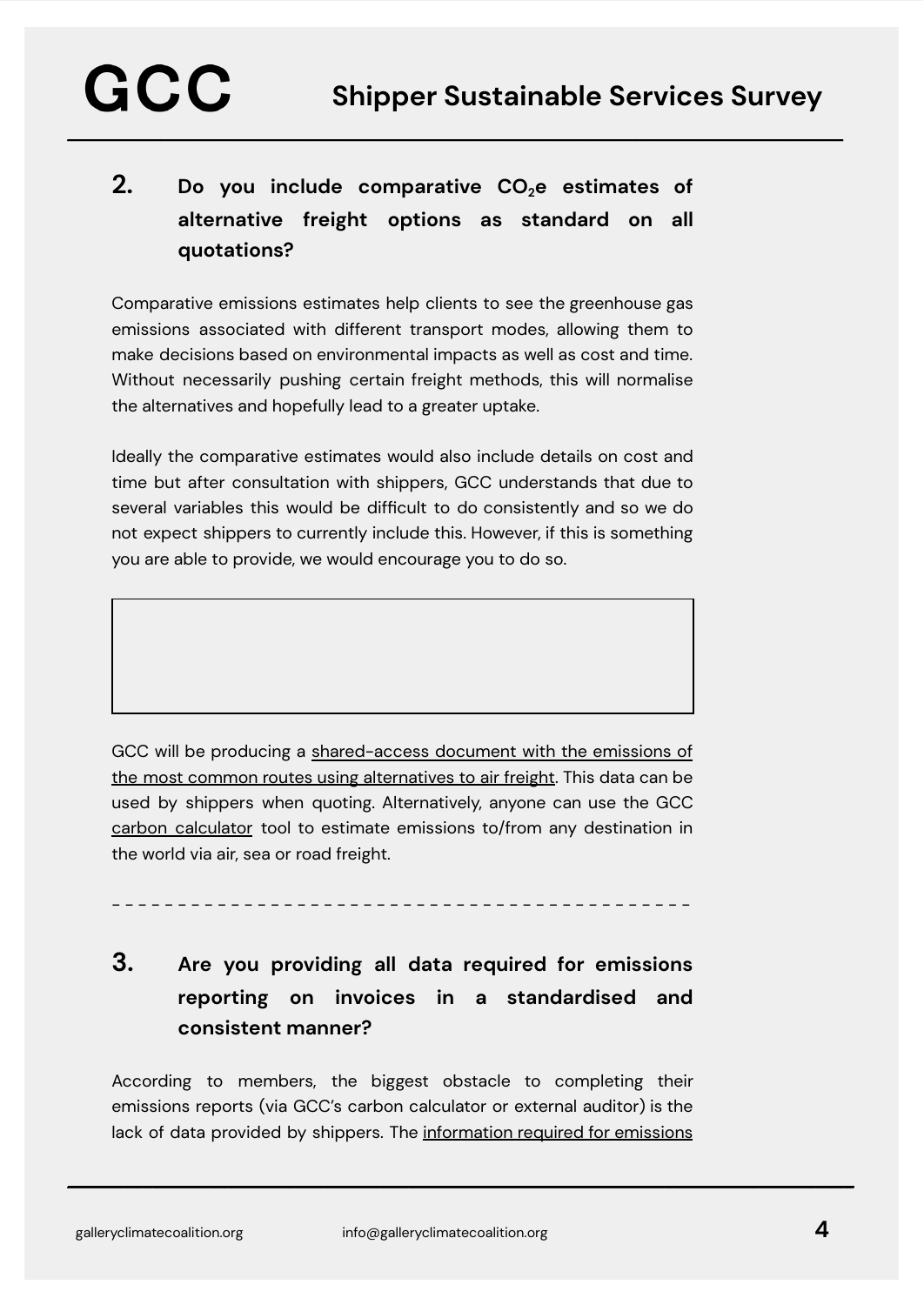## 2. Do you include comparative $CO_2$e estimates of alternative freight options as standard on all quotations?

Comparative emissions estimates help clients to see the greenhouse gas emissions associated with different transport modes, allowing them to make decisions based on environmental impacts as well as cost and time. Without necessarily pushing certain freight methods, this will normalise the alternatives and hopefully lead to a greater uptake.

Ideally the comparative estimates would also include details on cost and time but after consultation with shippers, GCC understands that due to several variables this would be difficult to do consistently and so we do not expect shippers to currently include this. However, if this is something you are able to provide, we would encourage you to do so.

GCC will be producing a shared-access document with the emissions of the most common routes using alternatives to air freight. This data can be used by shippers when quoting. Alternatively, anyone can use the GCC carbon calculator tool to estimate emissions to/from any destination in the world via air, sea or road freight.

---

## 3. Are you providing all data required for emissions reporting on invoices in a standardised and consistent manner?

According to members, the biggest obstacle to completing their emissions reports (via GCC's carbon calculator or external auditor) is the lack of data provided by shippers. The information required for emissions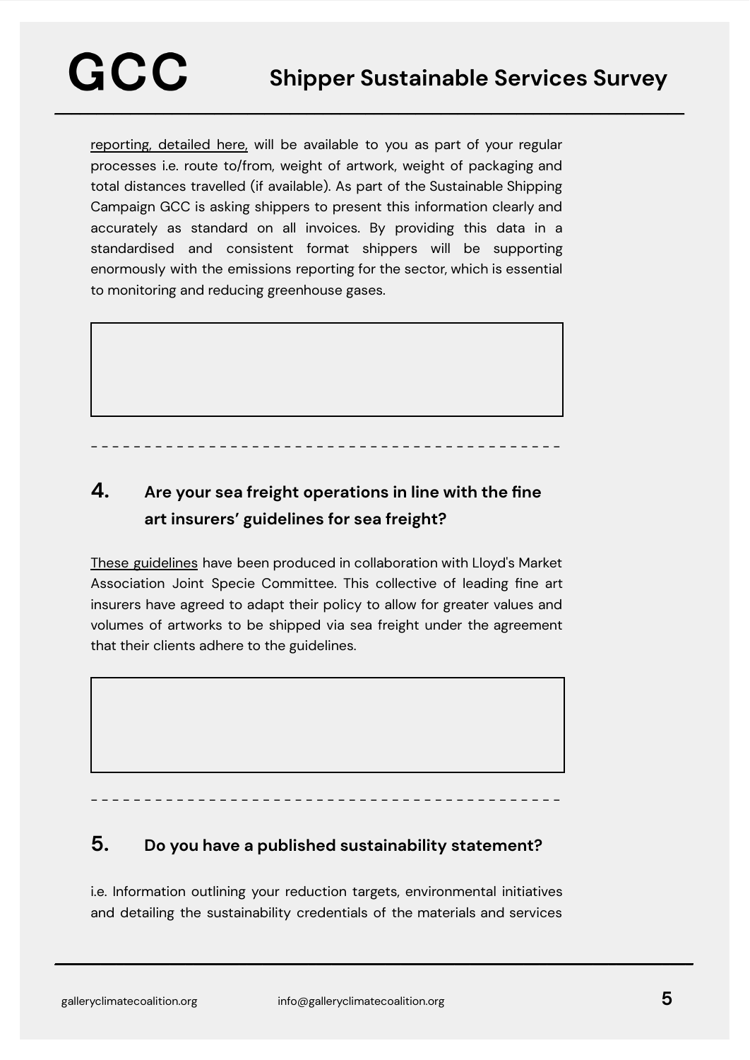reporting, detailed here, will be available to you as part of your regular processes i.e. route to/from, weight of artwork, weight of packaging and total distances travelled (if available). As part of the Sustainable Shipping Campaign GCC is asking shippers to present this information clearly and accurately as standard on all invoices. By providing this data in a standardised and consistent format shippers will be supporting enormously with the emissions reporting for the sector, which is essential to monitoring and reducing greenhouse gases.

---

### 4. Are your sea freight operations in line with the fine art insurers' guidelines for sea freight?

These guidelines have been produced in collaboration with Lloyd's Market Association Joint Specie Committee. This collective of leading fine art insurers have agreed to adapt their policy to allow for greater values and volumes of artworks to be shipped via sea freight under the agreement that their clients adhere to the guidelines.

---

### 5. Do you have a published sustainability statement?

i.e. Information outlining your reduction targets, environmental initiatives and detailing the sustainability credentials of the materials and services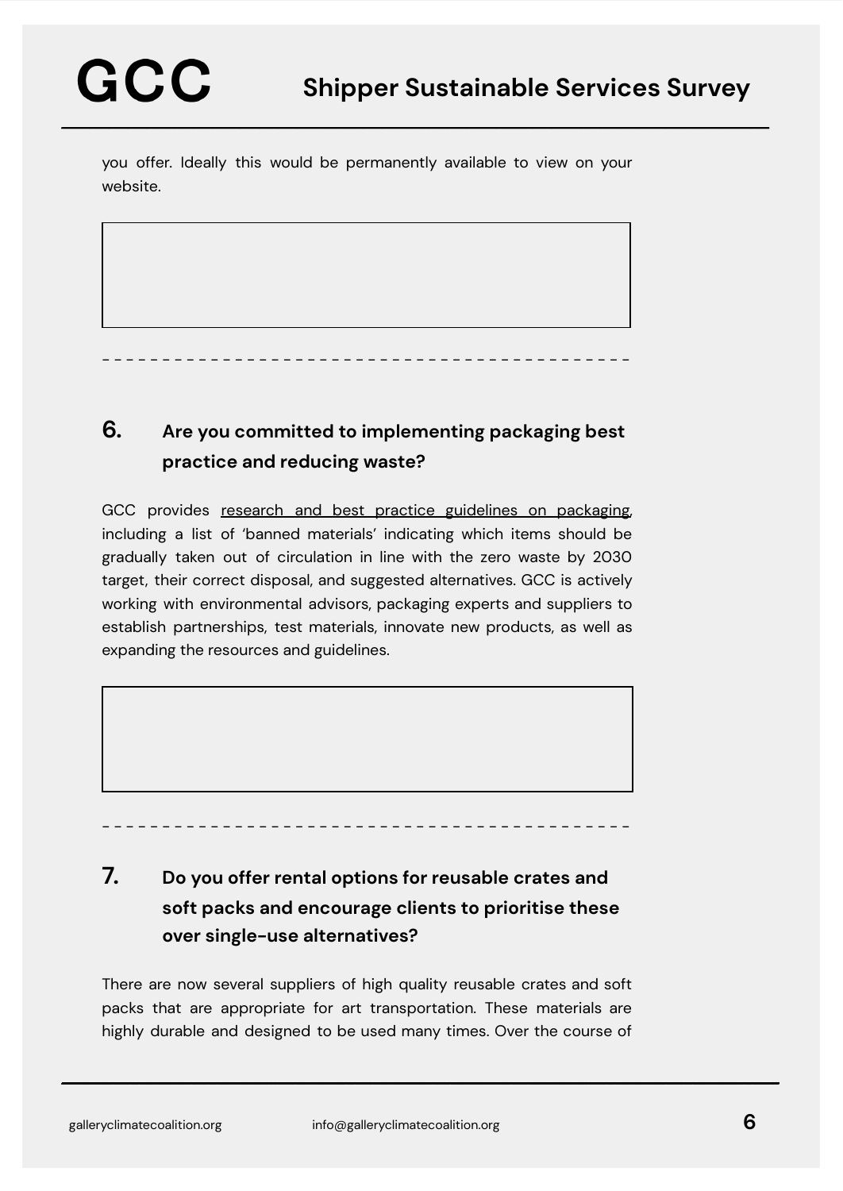you offer. Ideally this would be permanently available to view on your website.

---

## 6. Are you committed to implementing packaging best practice and reducing waste?

GCC provides research and best practice guidelines on packaging, including a list of 'banned materials' indicating which items should be gradually taken out of circulation in line with the zero waste by 2030 target, their correct disposal, and suggested alternatives. GCC is actively working with environmental advisors, packaging experts and suppliers to establish partnerships, test materials, innovate new products, as well as expanding the resources and guidelines.

---

## 7. Do you offer rental options for reusable crates and soft packs and encourage clients to prioritise these over single-use alternatives?

There are now several suppliers of high quality reusable crates and soft packs that are appropriate for art transportation. These materials are highly durable and designed to be used many times. Over the course of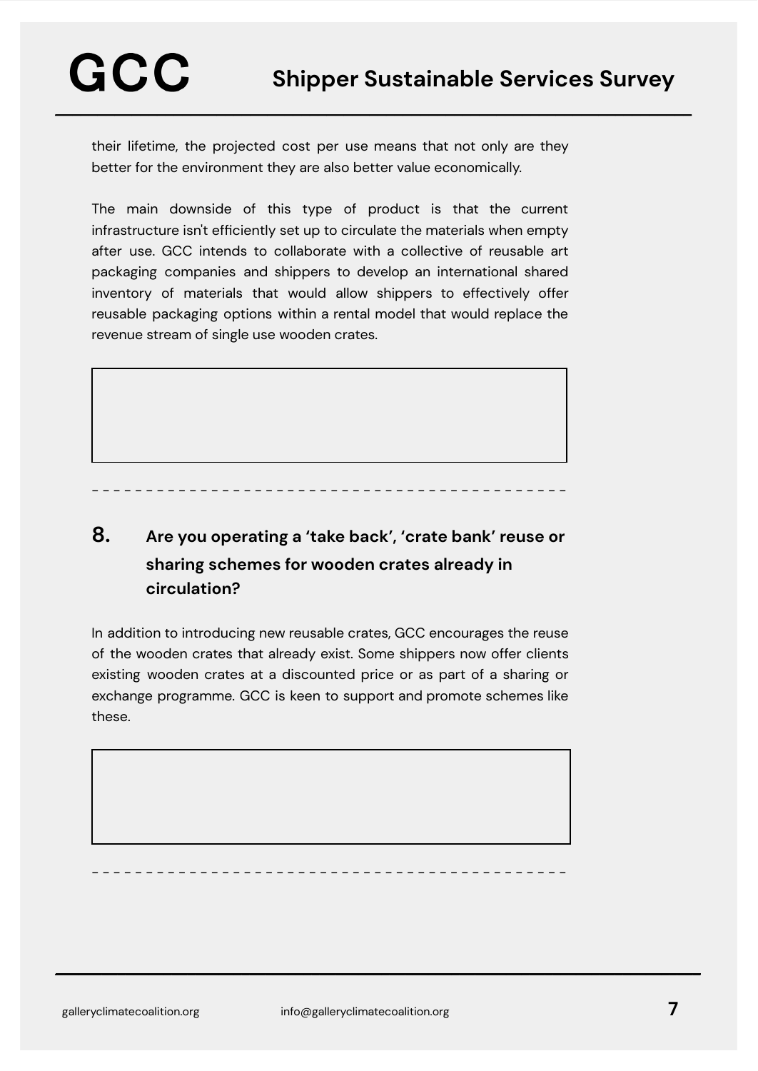their lifetime, the projected cost per use means that not only are they better for the environment they are also better value economically.

The main downside of this type of product is that the current infrastructure isn't efficiently set up to circulate the materials when empty after use. GCC intends to collaborate with a collective of reusable art packaging companies and shippers to develop an international shared inventory of materials that would allow shippers to effectively offer reusable packaging options within a rental model that would replace the revenue stream of single use wooden crates.

## 8. Are you operating a 'take back', 'crate bank' reuse or sharing schemes for wooden crates already in circulation?

In addition to introducing new reusable crates, GCC encourages the reuse of the wooden crates that already exist. Some shippers now offer clients existing wooden crates at a discounted price or as part of a sharing or exchange programme. GCC is keen to support and promote schemes like these.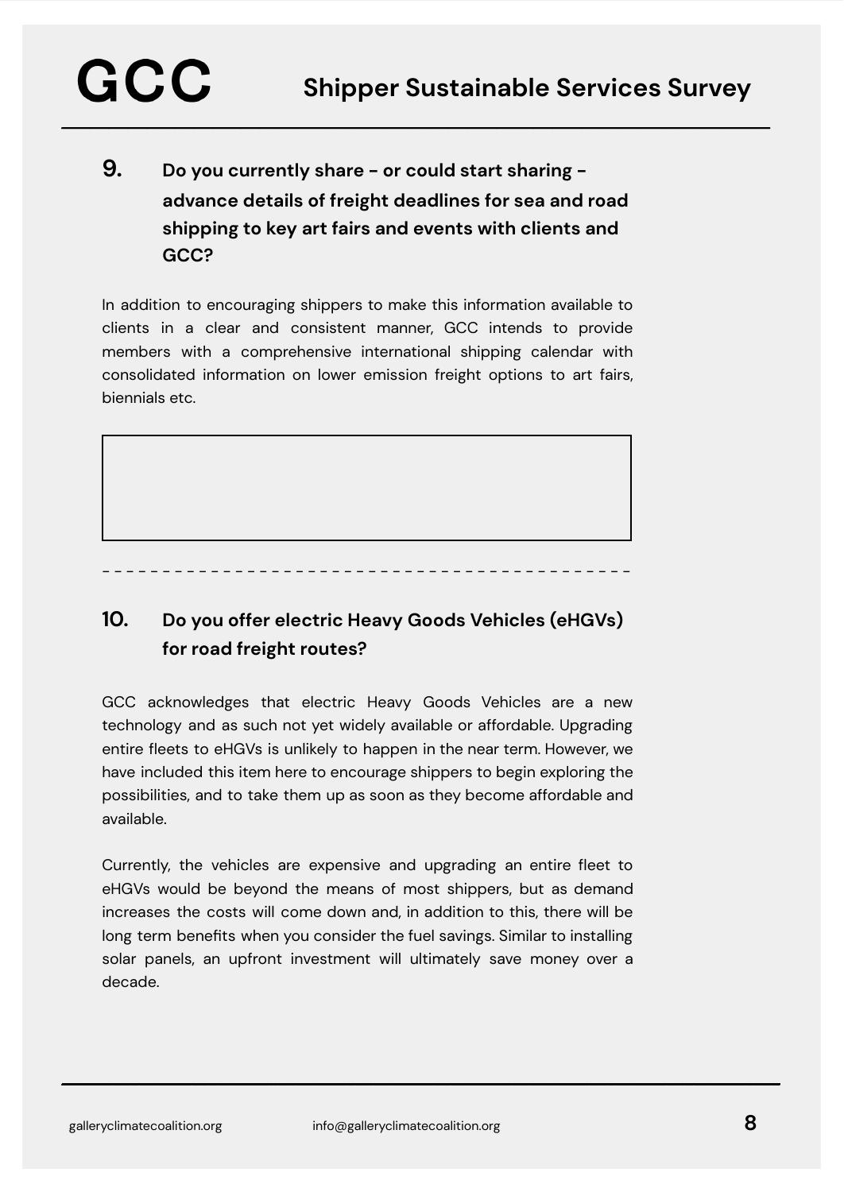## 9. Do you currently share - or could start sharing - advance details of freight deadlines for sea and road shipping to key art fairs and events with clients and GCC?

In addition to encouraging shippers to make this information available to clients in a clear and consistent manner, GCC intends to provide members with a comprehensive international shipping calendar with consolidated information on lower emission freight options to art fairs, biennials etc.

---

## 10. Do you offer electric Heavy Goods Vehicles (eHGVs) for road freight routes?

GCC acknowledges that electric Heavy Goods Vehicles are a new technology and as such not yet widely available or affordable. Upgrading entire fleets to eHGVs is unlikely to happen in the near term. However, we have included this item here to encourage shippers to begin exploring the possibilities, and to take them up as soon as they become affordable and available.

Currently, the vehicles are expensive and upgrading an entire fleet to eHGVs would be beyond the means of most shippers, but as demand increases the costs will come down and, in addition to this, there will be long term benefits when you consider the fuel savings. Similar to installing solar panels, an upfront investment will ultimately save money over a decade.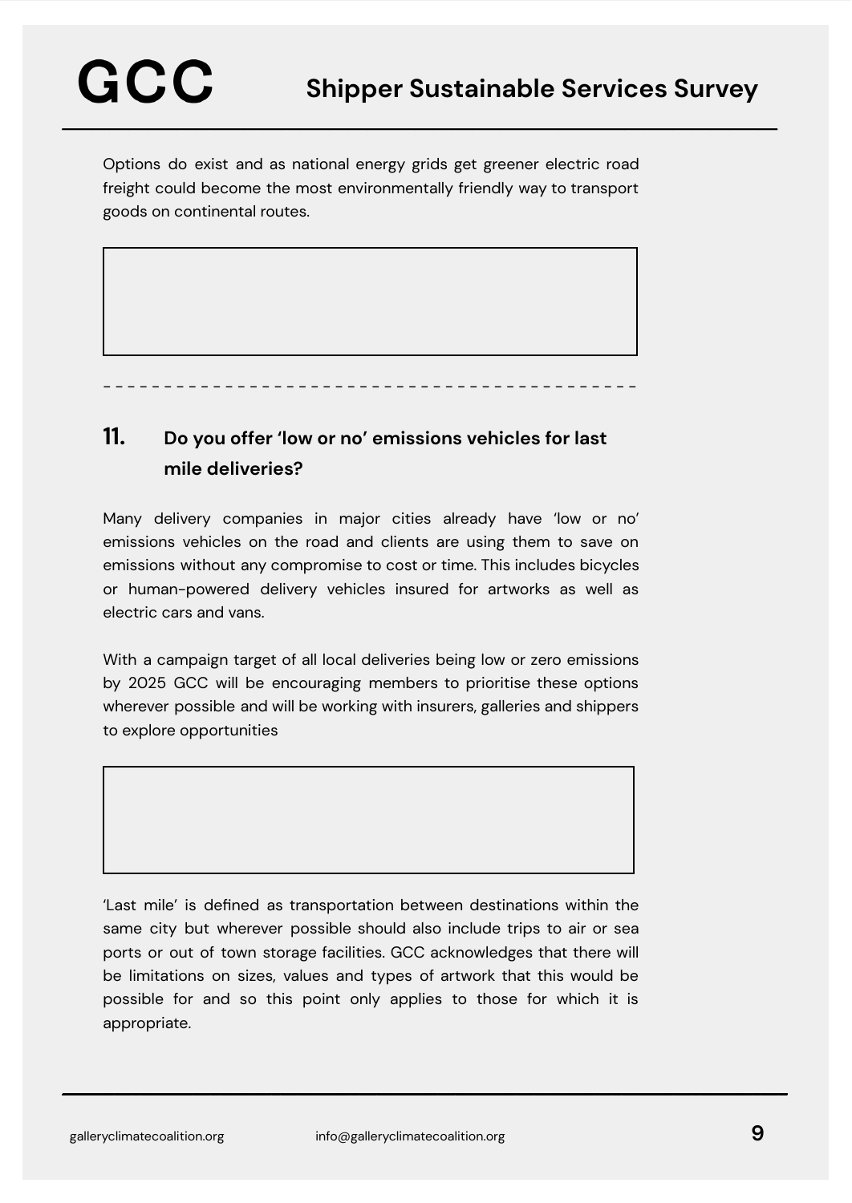Options do exist and as national energy grids get greener electric road freight could become the most environmentally friendly way to transport goods on continental routes.

---

## 11. Do you offer 'low or no' emissions vehicles for last mile deliveries?

Many delivery companies in major cities already have 'low or no' emissions vehicles on the road and clients are using them to save on emissions without any compromise to cost or time. This includes bicycles or human-powered delivery vehicles insured for artworks as well as electric cars and vans.

With a campaign target of all local deliveries being low or zero emissions by 2025 GCC will be encouraging members to prioritise these options wherever possible and will be working with insurers, galleries and shippers to explore opportunities

'Last mile' is defined as transportation between destinations within the same city but wherever possible should also include trips to air or sea ports or out of town storage facilities. GCC acknowledges that there will be limitations on sizes, values and types of artwork that this would be possible for and so this point only applies to those for which it is appropriate.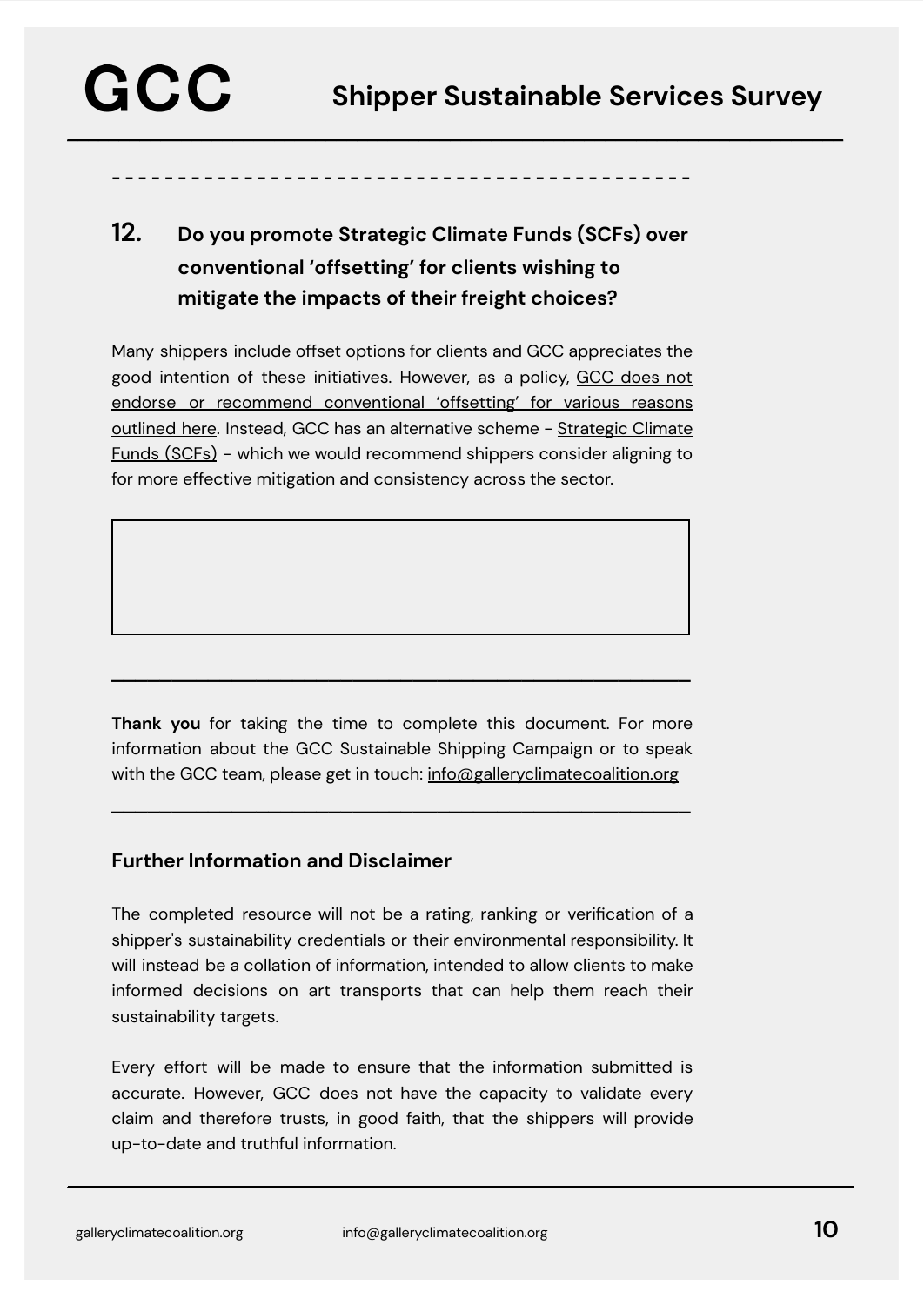## 12. Do you promote Strategic Climate Funds (SCFs) over conventional 'offsetting' for clients wishing to mitigate the impacts of their freight choices?

Many shippers include offset options for clients and GCC appreciates the good intention of these initiatives. However, as a policy, GCC does not endorse or recommend conventional 'offsetting' for various reasons outlined here. Instead, GCC has an alternative scheme - Strategic Climate Funds (SCFs) - which we would recommend shippers consider aligning to for more effective mitigation and consistency across the sector.

---

**Thank you** for taking the time to complete this document. For more information about the GCC Sustainable Shipping Campaign or to speak with the GCC team, please get in touch: info@galleryclimatecoalition.org

---

### Further Information and Disclaimer

The completed resource will not be a rating, ranking or verification of a shipper's sustainability credentials or their environmental responsibility. It will instead be a collation of information, intended to allow clients to make informed decisions on art transports that can help them reach their sustainability targets.

Every effort will be made to ensure that the information submitted is accurate. However, GCC does not have the capacity to validate every claim and therefore trusts, in good faith, that the shippers will provide up-to-date and truthful information.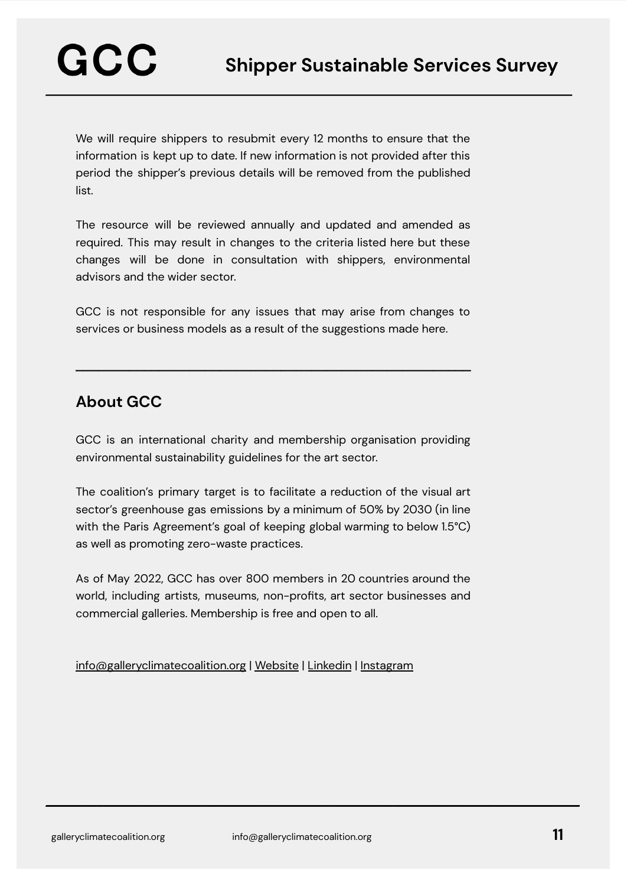We will require shippers to resubmit every 12 months to ensure that the information is kept up to date. If new information is not provided after this period the shipper's previous details will be removed from the published list.

The resource will be reviewed annually and updated and amended as required. This may result in changes to the criteria listed here but these changes will be done in consultation with shippers, environmental advisors and the wider sector.

GCC is not responsible for any issues that may arise from changes to services or business models as a result of the suggestions made here.

---

## About GCC

GCC is an international charity and membership organisation providing environmental sustainability guidelines for the art sector.

The coalition's primary target is to facilitate a reduction of the visual art sector's greenhouse gas emissions by a minimum of 50% by 2030 (in line with the Paris Agreement's goal of keeping global warming to below 1.5°C) as well as promoting zero-waste practices.

As of May 2022, GCC has over 800 members in 20 countries around the world, including artists, museums, non-profits, art sector businesses and commercial galleries. Membership is free and open to all.

info@galleryclimatecoalition.org | Website | Linkedin | Instagram